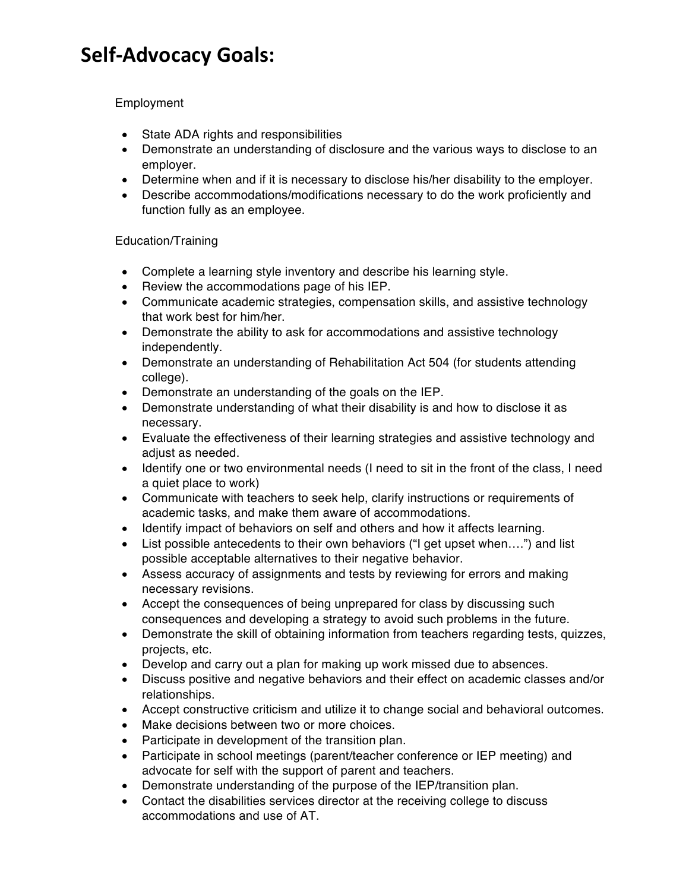# Self-Advocacy Goals:

Employment

- State ADA rights and responsibilities
- Demonstrate an understanding of disclosure and the various ways to disclose to an employer.
- Determine when and if it is necessary to disclose his/her disability to the employer.
- Describe accommodations/modifications necessary to do the work proficiently and function fully as an employee.

Education/Training

- Complete a learning style inventory and describe his learning style.
- Review the accommodations page of his IEP.
- Communicate academic strategies, compensation skills, and assistive technology that work best for him/her.
- Demonstrate the ability to ask for accommodations and assistive technology independently.
- Demonstrate an understanding of Rehabilitation Act 504 (for students attending college).
- Demonstrate an understanding of the goals on the IEP.
- Demonstrate understanding of what their disability is and how to disclose it as necessary.
- Evaluate the effectiveness of their learning strategies and assistive technology and adjust as needed.
- Identify one or two environmental needs (I need to sit in the front of the class, I need a quiet place to work)
- Communicate with teachers to seek help, clarify instructions or requirements of academic tasks, and make them aware of accommodations.
- Identify impact of behaviors on self and others and how it affects learning.
- List possible antecedents to their own behaviors ("I get upset when….") and list possible acceptable alternatives to their negative behavior.
- Assess accuracy of assignments and tests by reviewing for errors and making necessary revisions.
- Accept the consequences of being unprepared for class by discussing such consequences and developing a strategy to avoid such problems in the future.
- Demonstrate the skill of obtaining information from teachers regarding tests, quizzes, projects, etc.
- Develop and carry out a plan for making up work missed due to absences.
- Discuss positive and negative behaviors and their effect on academic classes and/or relationships.
- Accept constructive criticism and utilize it to change social and behavioral outcomes.
- Make decisions between two or more choices.
- Participate in development of the transition plan.
- Participate in school meetings (parent/teacher conference or IEP meeting) and advocate for self with the support of parent and teachers.
- Demonstrate understanding of the purpose of the IEP/transition plan.
- Contact the disabilities services director at the receiving college to discuss accommodations and use of AT.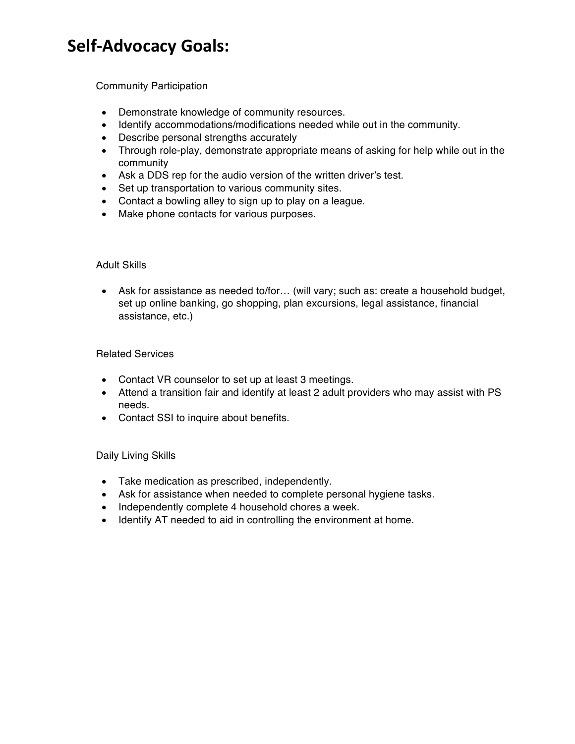# Self-Advocacy Goals:

Community Participation

- Demonstrate knowledge of community resources.
- Identify accommodations/modifications needed while out in the community.
- Describe personal strengths accurately
- Through role-play, demonstrate appropriate means of asking for help while out in the community
- Ask a DDS rep for the audio version of the written driver's test.
- Set up transportation to various community sites.
- Contact a bowling alley to sign up to play on a league.
- Make phone contacts for various purposes.

Adult Skills

- Ask for assistance as needed to/for… (will vary; such as: create a household budget, set up online banking, go shopping, plan excursions, legal assistance, financial assistance, etc.)

Related Services

- Contact VR counselor to set up at least 3 meetings.
- Attend a transition fair and identify at least 2 adult providers who may assist with PS needs.
- Contact SSI to inquire about benefits.

Daily Living Skills

- Take medication as prescribed, independently.
- Ask for assistance when needed to complete personal hygiene tasks.
- Independently complete 4 household chores a week.
- Identify AT needed to aid in controlling the environment at home.